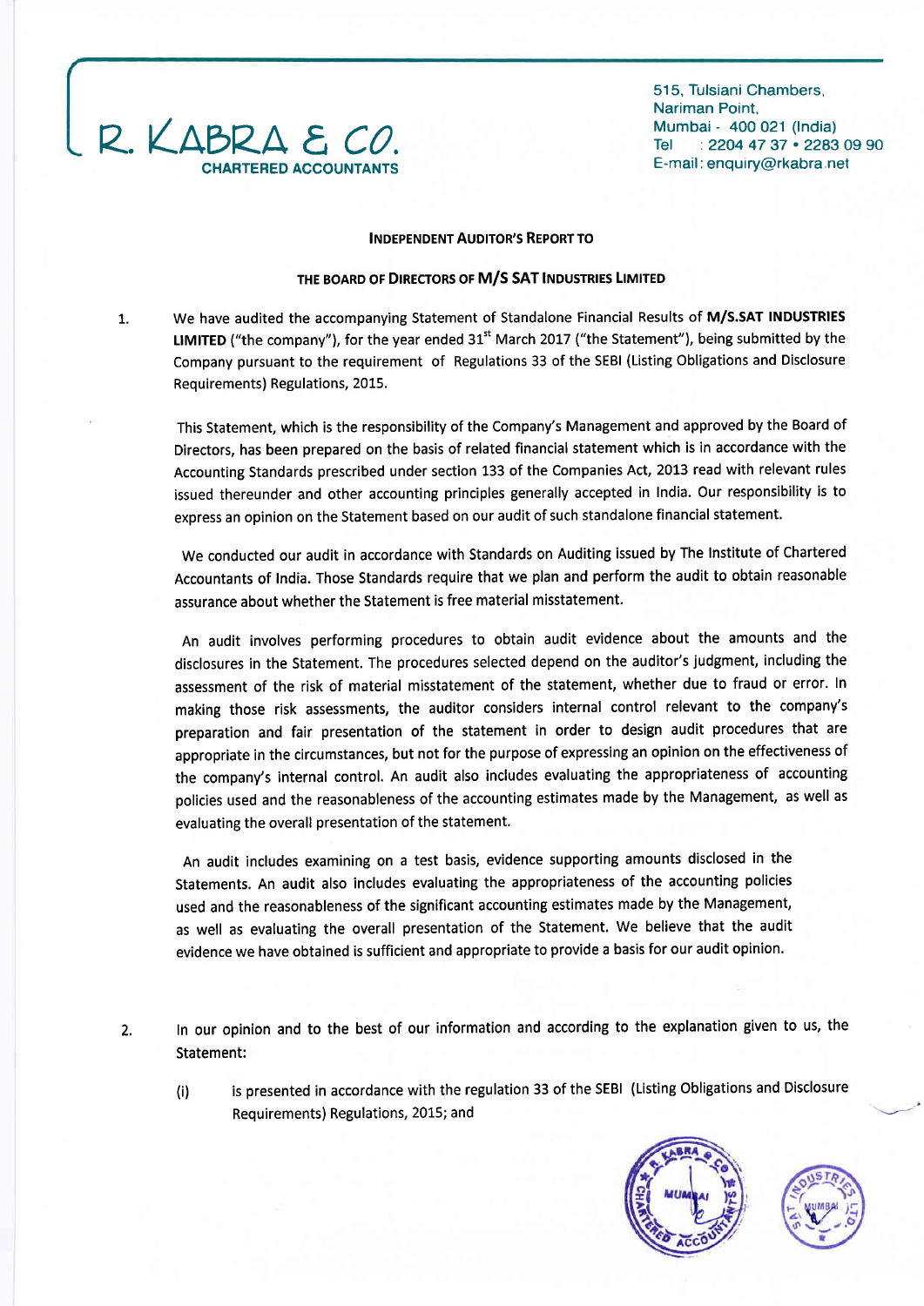R. KABRA & CO.
**CHARTERED ACCOUNTANTS**

515, Tulsiani Chambers,
Nariman Point,
Mumbai - 400 021 (India)
Tel : 2204 47 37 • 2283 09 90
E-mail: enquiry@rkabra.net

**INDEPENDENT AUDITOR'S REPORT TO**

**THE BOARD OF DIRECTORS OF M/S SAT INDUSTRIES LIMITED**

1. We have audited the accompanying Statement of Standalone Financial Results of **M/S.SAT INDUSTRIES LIMITED** ("the company"), for the year ended 31st March 2017 ("the Statement"), being submitted by the Company pursuant to the requirement of Regulations 33 of the SEBI (Listing Obligations and Disclosure Requirements) Regulations, 2015.

   This Statement, which is the responsibility of the Company's Management and approved by the Board of Directors, has been prepared on the basis of related financial statement which is in accordance with the Accounting Standards prescribed under section 133 of the Companies Act, 2013 read with relevant rules issued thereunder and other accounting principles generally accepted in India. Our responsibility is to express an opinion on the Statement based on our audit of such standalone financial statement.

   We conducted our audit in accordance with Standards on Auditing issued by The Institute of Chartered Accountants of India. Those Standards require that we plan and perform the audit to obtain reasonable assurance about whether the Statement is free material misstatement.

   An audit involves performing procedures to obtain audit evidence about the amounts and the disclosures in the Statement. The procedures selected depend on the auditor's judgment, including the assessment of the risk of material misstatement of the statement, whether due to fraud or error. In making those risk assessments, the auditor considers internal control relevant to the company's preparation and fair presentation of the statement in order to design audit procedures that are appropriate in the circumstances, but not for the purpose of expressing an opinion on the effectiveness of the company's internal control. An audit also includes evaluating the appropriateness of accounting policies used and the reasonableness of the accounting estimates made by the Management, as well as evaluating the overall presentation of the statement.

   An audit includes examining on a test basis, evidence supporting amounts disclosed in the Statements. An audit also includes evaluating the appropriateness of the accounting policies used and the reasonableness of the significant accounting estimates made by the Management, as well as evaluating the overall presentation of the Statement. We believe that the audit evidence we have obtained is sufficient and appropriate to provide a basis for our audit opinion.

2. In our opinion and to the best of our information and according to the explanation given to us, the Statement:

   (i) is presented in accordance with the regulation 33 of the SEBI (Listing Obligations and Disclosure Requirements) Regulations, 2015; and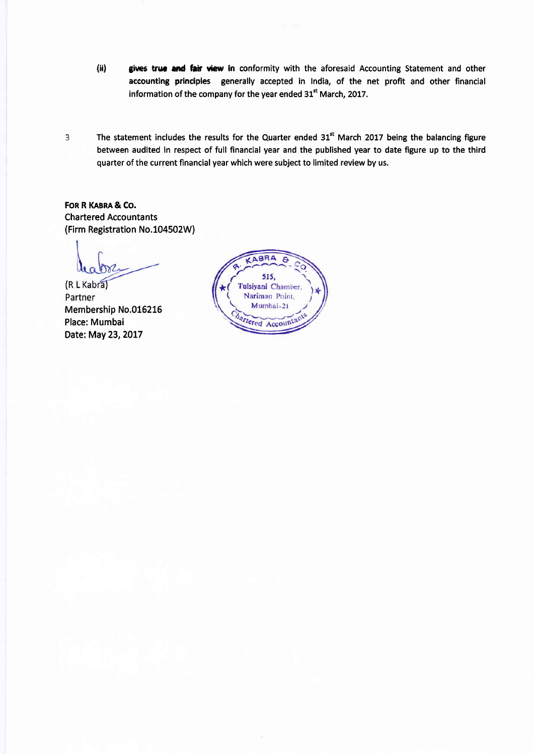(ii) **gives true and fair view in** conformity with the aforesaid Accounting Statement and other **accounting principles** generally accepted in India, of the net profit and other financial information of the company for the year ended 31st March, 2017.

3 The statement includes the results for the Quarter ended 31st March 2017 being the balancing figure between audited in respect of full financial year and the published year to date figure up to the third quarter of the current financial year which were subject to limited review by us.

**FOR R KABRA & CO.**
Chartered Accountants
(Firm Registration No.104502W)

(R L Kabra)
Partner
Membership No.016216
Place: Mumbai
Date: May 23, 2017

R. KABRA & CO.
515,
Tulsiyani Chamber,
Nariman Point,
Mumbai-21
Chartered Accountants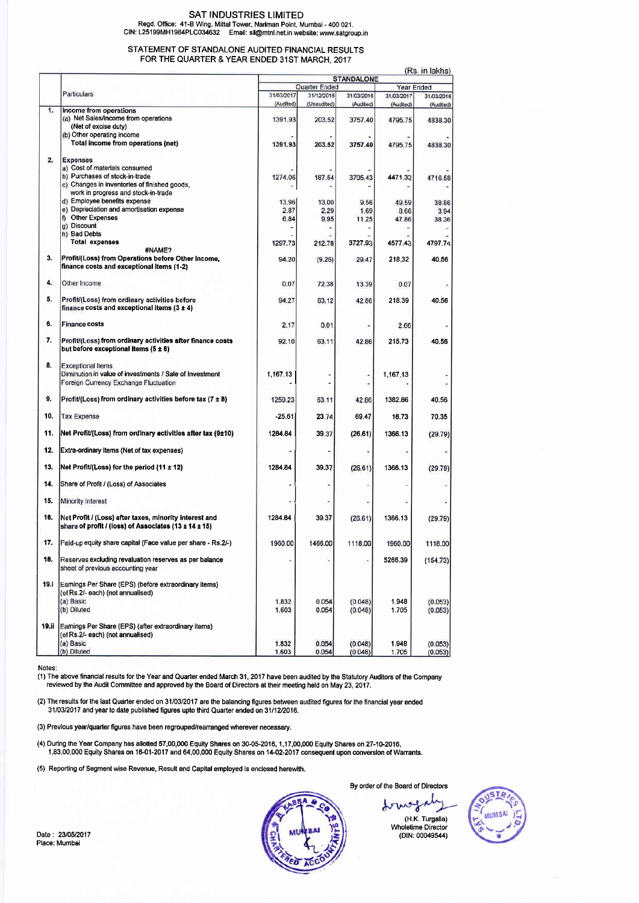# SAT INDUSTRIES LIMITED

Regd. Office: 41-B Wing, Mittal Tower, Nariman Point, Mumbai - 400 021.
CIN: L25199MH1984PLC034632 Email: sil@mtnl.net.in website: www.satgroup.in

## STATEMENT OF STANDALONE AUDITED FINANCIAL RESULTS FOR THE QUARTER & YEAR ENDED 31ST MARCH, 2017

(Rs. in lakhs)

| | Particulars | STANDALONE | | | | |
|---|---|---|---|---|---|---|
| | | Quarter Ended | | | Year Ended | |
| | | 31/03/2017 (Audited) | 31/12/2016 (Unaudited) | 31/03/2016 (Audited) | 31/03/2017 (Audited) | 31/03/2016 (Audited) |
| 1. | **Income from operations** | | | | | |
| | (a) Net Sales/Income from operations (Net of excise duty) | 1391.93 | 203.52 | 3757.40 | 4795.75 | 4838.30 |
| | (b) Other operating income | - | - | - | - | - |
| | **Total income from operations (net)** | 1391.93 | 203.52 | 3757.40 | 4795.75 | 4838.30 |
| 2. | **Expenses** | | | | | |
| | a) Cost of materials consumed | - | - | - | - | - |
| | b) Purchases of stock-in-trade | 1274.06 | 187.54 | 3705.43 | 4471.32 | 4716.58 |
| | c) Changes in inventories of finished goods, work in progress and stock-in-trade | - | - | - | - | - |
| | d) Employee benefits expense | 13.96 | 13.00 | 9.56 | 49.59 | 38.86 |
| | e) Depreciation and amortisation expense | 2.87 | 2.29 | 1.69 | 8.66 | 3.94 |
| | f) Other Expenses | 6.84 | 9.95 | 11.25 | 47.86 | 38.36 |
| | g) Discount | - | - | - | - | - |
| | h) Bad Debts | - | - | - | - | - |
| | **Total expenses** | 1297.73 | 212.78 | 3727.93 | 4577.43 | 4797.74 |
| | #NAME? | | | | | |
| 3. | **Profit/(Loss) from Operations before Other Income, finance costs and exceptional Items (1-2)** | 94.20 | (9.26) | 29.47 | 218.32 | 40.56 |
| 4. | Other Income | 0.07 | 72.38 | 13.39 | 0.07 | - |
| 5. | **Profit/(Loss) from ordinary activities before finance costs and exceptional items (3 ± 4)** | 94.27 | 63.12 | 42.86 | 218.39 | 40.56 |
| 6. | **Finance costs** | 2.17 | 0.01 | - | 2.66 | - |
| 7. | **Profit/(Loss) from ordinary activities after finance costs but before exceptional Items (5 ± 6)** | 92.10 | 63.11 | 42.86 | 215.73 | 40.56 |
| 8. | Exceptional Items | | | | | |
| | Diminution in value of investments / Sale of Investment | 1,167.13 | - | - | 1,167.13 | - |
| | Foreign Currency Exchange Fluctuation | - | - | - | - | - |
| 9. | **Profit/(Loss) from ordinary activities before tax (7 ± 8)** | 1259.23 | 63.11 | 42.86 | 1382.86 | 40.56 |
| 10. | Tax Expense | -25.61 | 23.74 | 69.47 | 16.73 | 70.35 |
| 11. | **Net Profit/(Loss) from ordinary activities after tax (9±10)** | 1284.84 | 39.37 | (26.61) | 1366.13 | (29.79) |
| 12. | **Extra-ordinary items (Net of tax expenses)** | - | - | - | - | - |
| 13. | **Net Profit/(Loss) for the period (11 ± 12)** | 1284.84 | 39.37 | (26.61) | 1366.13 | (29.79) |
| 14. | Share of Profit / (Loss) of Associates | - | - | - | - | - |
| 15. | Minority Interest | - | - | - | - | - |
| 16. | **Net Profit / (Loss) after taxes, minority interest and share of profit / (loss) of Associates (13 ± 14 ± 15)** | 1284.84 | 39.37 | (26.61) | 1366.13 | (29.79) |
| 17. | Paid-up equity share capital (Face value per share - Rs.2/-) | 1960.00 | 1466.00 | 1118.00 | 1960.00 | 1118.00 |
| 18. | Reserves excluding revaluation reserves as per balance sheet of previous accounting year | - | - | - | 5266.39 | (154.73) |
| 19.i | Earnings Per Share (EPS) (before extraordinary items) (of Rs.2/- each) (not annualised) | | | | | |
| | (a) Basic | 1.832 | 0.054 | (0.048) | 1.948 | (0.053) |
| | (b) Diluted | 1.603 | 0.054 | (0.048) | 1.705 | (0.053) |
| 19.ii | Earnings Per Share (EPS) (after extraordinary items) (of Rs.2/- each) (not annualised) | | | | | |
| | (a) Basic | 1.832 | 0.054 | (0.048) | 1.948 | (0.053) |
| | (b) Diluted | 1.603 | 0.054 | (0.048) | 1.705 | (0.053) |

Notes:

(1) The above financial results for the Year and Quarter ended March 31, 2017 have been audited by the Statutory Auditors of the Company reviewed by the Audit Committee and approved by the Board of Directors at their meeting held on May 23, 2017.

(2) The results for the last Quarter ended on 31/03/2017 are the balancing figures between audited figures for the financial year ended 31/03/2017 and year to date published figures upto third Quarter ended on 31/12/2016.

(3) Previous year/quarter figures have been regrouped/rearranged wherever necessary.

(4) During the Year Company has allotted 57,00,000 Equity Shares on 30-05-2016, 1,17,00,000 Equity Shares on 27-10-2016, 1,83,00,000 Equity Shares on 16-01-2017 and 64,00,000 Equity Shares on 14-02-2017 consequent upon conversion of Warrants.

(5) Reporting of Segment wise Revenue, Result and Capital employed is enclosed herewith.

By order of the Board of Directors

(H.K. Turgalia)
Wholetime Director
(DIN: 00049544)

Date : 23/05/2017
Place: Mumbai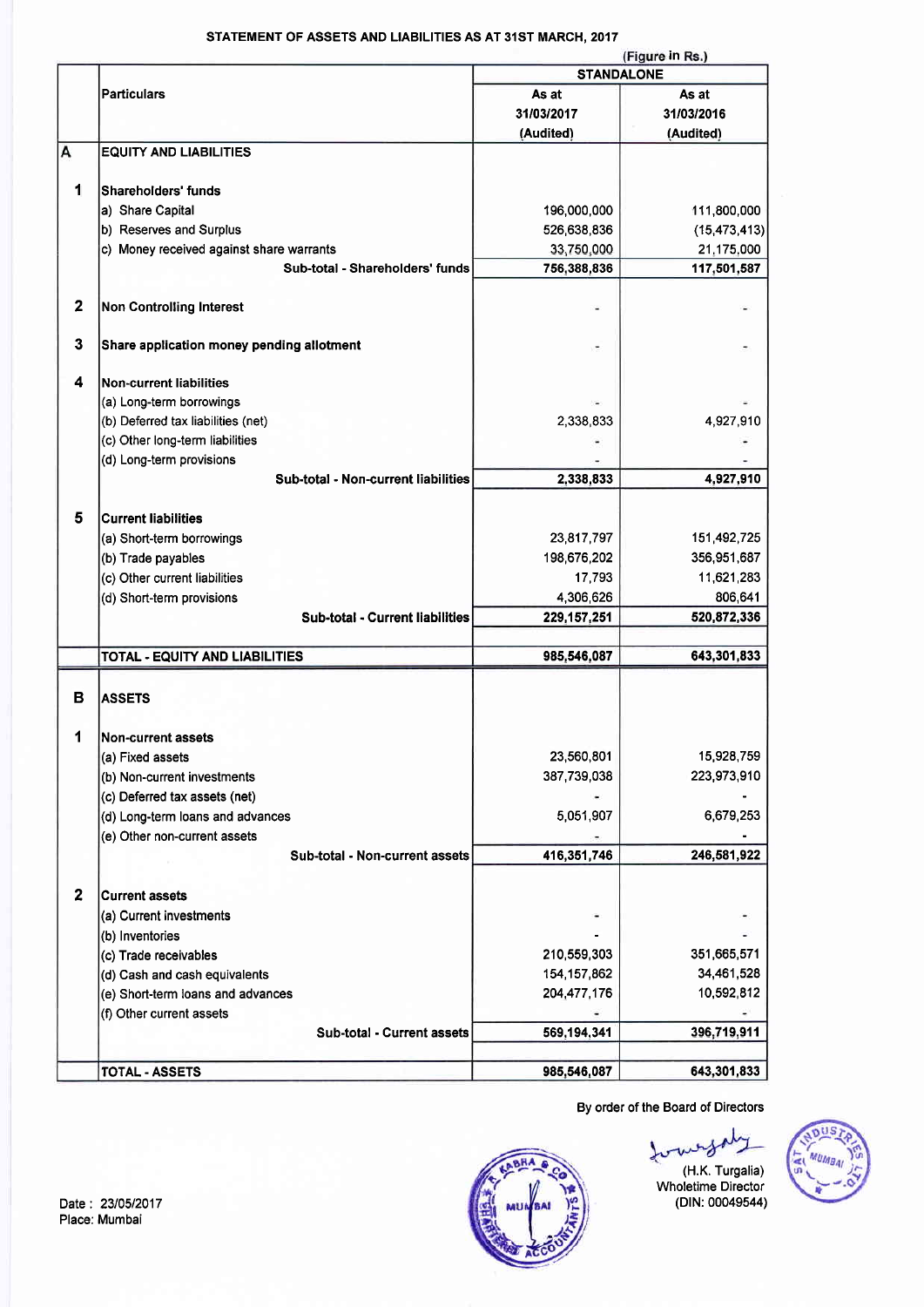## STATEMENT OF ASSETS AND LIABILITIES AS AT 31ST MARCH, 2017

(Figure in Rs.)

| | Particulars | STANDALONE | |
|---|---|---|---|
| | | As at 31/03/2017 (Audited) | As at 31/03/2016 (Audited) |
| **A** | **EQUITY AND LIABILITIES** | | |
| **1** | **Shareholders' funds** | | |
| | a) Share Capital | 196,000,000 | 111,800,000 |
| | b) Reserves and Surplus | 526,638,836 | (15,473,413) |
| | c) Money received against share warrants | 33,750,000 | 21,175,000 |
| | **Sub-total - Shareholders' funds** | **756,388,836** | **117,501,587** |
| **2** | **Non Controlling Interest** | - | - |
| **3** | **Share application money pending allotment** | - | - |
| **4** | **Non-current liabilities** | | |
| | (a) Long-term borrowings | - | - |
| | (b) Deferred tax liabilities (net) | 2,338,833 | 4,927,910 |
| | (c) Other long-term liabilities | - | - |
| | (d) Long-term provisions | - | - |
| | **Sub-total - Non-current liabilities** | **2,338,833** | **4,927,910** |
| **5** | **Current liabilities** | | |
| | (a) Short-term borrowings | 23,817,797 | 151,492,725 |
| | (b) Trade payables | 198,676,202 | 356,951,687 |
| | (c) Other current liabilities | 17,793 | 11,621,283 |
| | (d) Short-term provisions | 4,306,626 | 806,641 |
| | **Sub-total - Current liabilities** | **229,157,251** | **520,872,336** |
| | **TOTAL - EQUITY AND LIABILITIES** | **985,546,087** | **643,301,833** |
| **B** | **ASSETS** | | |
| **1** | **Non-current assets** | | |
| | (a) Fixed assets | 23,560,801 | 15,928,759 |
| | (b) Non-current investments | 387,739,038 | 223,973,910 |
| | (c) Deferred tax assets (net) | - | - |
| | (d) Long-term loans and advances | 5,051,907 | 6,679,253 |
| | (e) Other non-current assets | - | - |
| | **Sub-total - Non-current assets** | **416,351,746** | **246,581,922** |
| **2** | **Current assets** | | |
| | (a) Current investments | - | - |
| | (b) Inventories | - | - |
| | (c) Trade receivables | 210,559,303 | 351,665,571 |
| | (d) Cash and cash equivalents | 154,157,862 | 34,461,528 |
| | (e) Short-term loans and advances | 204,477,176 | 10,592,812 |
| | (f) Other current assets | - | - |
| | **Sub-total - Current assets** | **569,194,341** | **396,719,911** |
| | **TOTAL - ASSETS** | **985,546,087** | **643,301,833** |

By order of the Board of Directors

(H.K. Turgalia)
Wholetime Director
(DIN: 00049544)

Date : 23/05/2017
Place: Mumbai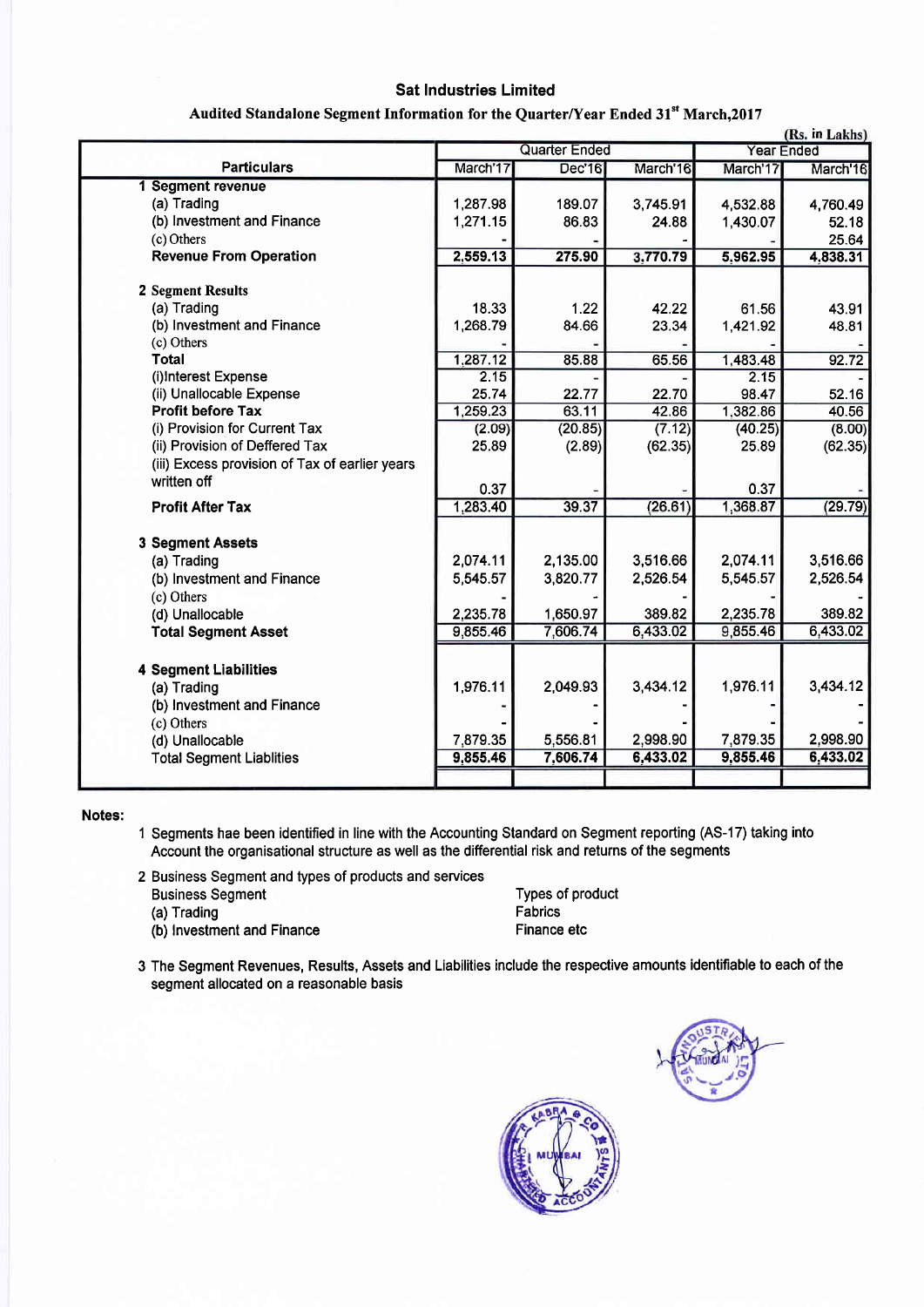# Sat Industries Limited

## Audited Standalone Segment Information for the Quarter/Year Ended 31st March,2017

(Rs. in Lakhs)

| Particulars | Quarter Ended | | | Year Ended | |
|---|---|---|---|---|---|
| | March'17 | Dec'16 | March'16 | March'17 | March'16 |
| **1 Segment revenue** | | | | | |
| (a) Trading | 1,287.98 | 189.07 | 3,745.91 | 4,532.88 | 4,760.49 |
| (b) Investment and Finance | 1,271.15 | 86.83 | 24.88 | 1,430.07 | 52.18 |
| (c) Others | - | - | - | - | 25.64 |
| **Revenue From Operation** | 2,559.13 | 275.90 | 3,770.79 | 5,962.95 | 4,838.31 |
| **2 Segment Results** | | | | | |
| (a) Trading | 18.33 | 1.22 | 42.22 | 61.56 | 43.91 |
| (b) Investment and Finance | 1,268.79 | 84.66 | 23.34 | 1,421.92 | 48.81 |
| (c) Others | - | - | - | - | - |
| **Total** | 1,287.12 | 85.88 | 65.56 | 1,483.48 | 92.72 |
| (i)Interest Expense | 2.15 | - | - | 2.15 | - |
| (ii) Unallocable Expense | 25.74 | 22.77 | 22.70 | 98.47 | 52.16 |
| **Profit before Tax** | 1,259.23 | 63.11 | 42.86 | 1,382.86 | 40.56 |
| (i) Provision for Current Tax | (2.09) | (20.85) | (7.12) | (40.25) | (8.00) |
| (ii) Provision of Deffered Tax | 25.89 | (2.89) | (62.35) | 25.89 | (62.35) |
| (iii) Excess provision of Tax of earlier years written off | 0.37 | - | - | 0.37 | - |
| **Profit After Tax** | 1,283.40 | 39.37 | (26.61) | 1,368.87 | (29.79) |
| **3 Segment Assets** | | | | | |
| (a) Trading | 2,074.11 | 2,135.00 | 3,516.66 | 2,074.11 | 3,516.66 |
| (b) Investment and Finance | 5,545.57 | 3,820.77 | 2,526.54 | 5,545.57 | 2,526.54 |
| (c) Others | - | - | - | - | - |
| (d) Unallocable | 2,235.78 | 1,650.97 | 389.82 | 2,235.78 | 389.82 |
| **Total Segment Asset** | 9,855.46 | 7,606.74 | 6,433.02 | 9,855.46 | 6,433.02 |
| **4 Segment Liabilities** | | | | | |
| (a) Trading | 1,976.11 | 2,049.93 | 3,434.12 | 1,976.11 | 3,434.12 |
| (b) Investment and Finance | - | - | - | - | - |
| (c) Others | - | - | - | - | - |
| (d) Unallocable | 7,879.35 | 5,556.81 | 2,998.90 | 7,879.35 | 2,998.90 |
| Total Segment Liablities | 9,855.46 | 7,606.74 | 6,433.02 | 9,855.46 | 6,433.02 |

**Notes:**

1. Segments hae been identified in line with the Accounting Standard on Segment reporting (AS-17) taking into Account the organisational structure as well as the differential risk and returns of the segments

2. Business Segment and types of products and services

| Business Segment | Types of product |
|---|---|
| (a) Trading | Fabrics |
| (b) Investment and Finance | Finance etc |

3. The Segment Revenues, Results, Assets and Liabilities include the respective amounts identifiable to each of the segment allocated on a reasonable basis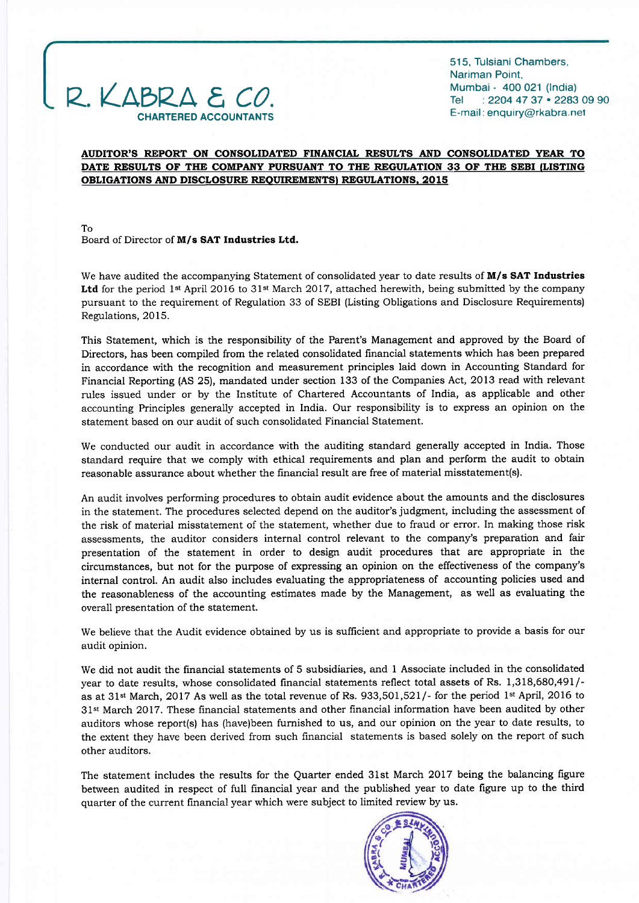R. KABRA & CO.
**CHARTERED ACCOUNTANTS**

515, Tulsiani Chambers,
Nariman Point,
Mumbai - 400 021 (India)
Tel : 2204 47 37 • 2283 09 90
E-mail: enquiry@rkabra.net

**AUDITOR'S REPORT ON CONSOLIDATED FINANCIAL RESULTS AND CONSOLIDATED YEAR TO DATE RESULTS OF THE COMPANY PURSUANT TO THE REGULATION 33 OF THE SEBI (LISTING OBLIGATIONS AND DISCLOSURE REQUIREMENTS) REGULATIONS, 2015**

To
Board of Director of **M/s SAT Industries Ltd.**

We have audited the accompanying Statement of consolidated year to date results of **M/s SAT Industries Ltd** for the period 1st April 2016 to 31st March 2017, attached herewith, being submitted by the company pursuant to the requirement of Regulation 33 of SEBI (Listing Obligations and Disclosure Requirements) Regulations, 2015.

This Statement, which is the responsibility of the Parent's Management and approved by the Board of Directors, has been compiled from the related consolidated financial statements which has been prepared in accordance with the recognition and measurement principles laid down in Accounting Standard for Financial Reporting (AS 25), mandated under section 133 of the Companies Act, 2013 read with relevant rules issued under or by the Institute of Chartered Accountants of India, as applicable and other accounting Principles generally accepted in India. Our responsibility is to express an opinion on the statement based on our audit of such consolidated Financial Statement.

We conducted our audit in accordance with the auditing standard generally accepted in India. Those standard require that we comply with ethical requirements and plan and perform the audit to obtain reasonable assurance about whether the financial result are free of material misstatement(s).

An audit involves performing procedures to obtain audit evidence about the amounts and the disclosures in the statement. The procedures selected depend on the auditor's judgment, including the assessment of the risk of material misstatement of the statement, whether due to fraud or error. In making those risk assessments, the auditor considers internal control relevant to the company's preparation and fair presentation of the statement in order to design audit procedures that are appropriate in the circumstances, but not for the purpose of expressing an opinion on the effectiveness of the company's internal control. An audit also includes evaluating the appropriateness of accounting policies used and the reasonableness of the accounting estimates made by the Management, as well as evaluating the overall presentation of the statement.

We believe that the Audit evidence obtained by us is sufficient and appropriate to provide a basis for our audit opinion.

We did not audit the financial statements of 5 subsidiaries, and 1 Associate included in the consolidated year to date results, whose consolidated financial statements reflect total assets of Rs. 1,318,680,491/- as at 31st March, 2017 As well as the total revenue of Rs. 933,501,521/- for the period 1st April, 2016 to 31st March 2017. These financial statements and other financial information have been audited by other auditors whose report(s) has (have)been furnished to us, and our opinion on the year to date results, to the extent they have been derived from such financial statements is based solely on the report of such other auditors.

The statement includes the results for the Quarter ended 31st March 2017 being the balancing figure between audited in respect of full financial year and the published year to date figure up to the third quarter of the current financial year which were subject to limited review by us.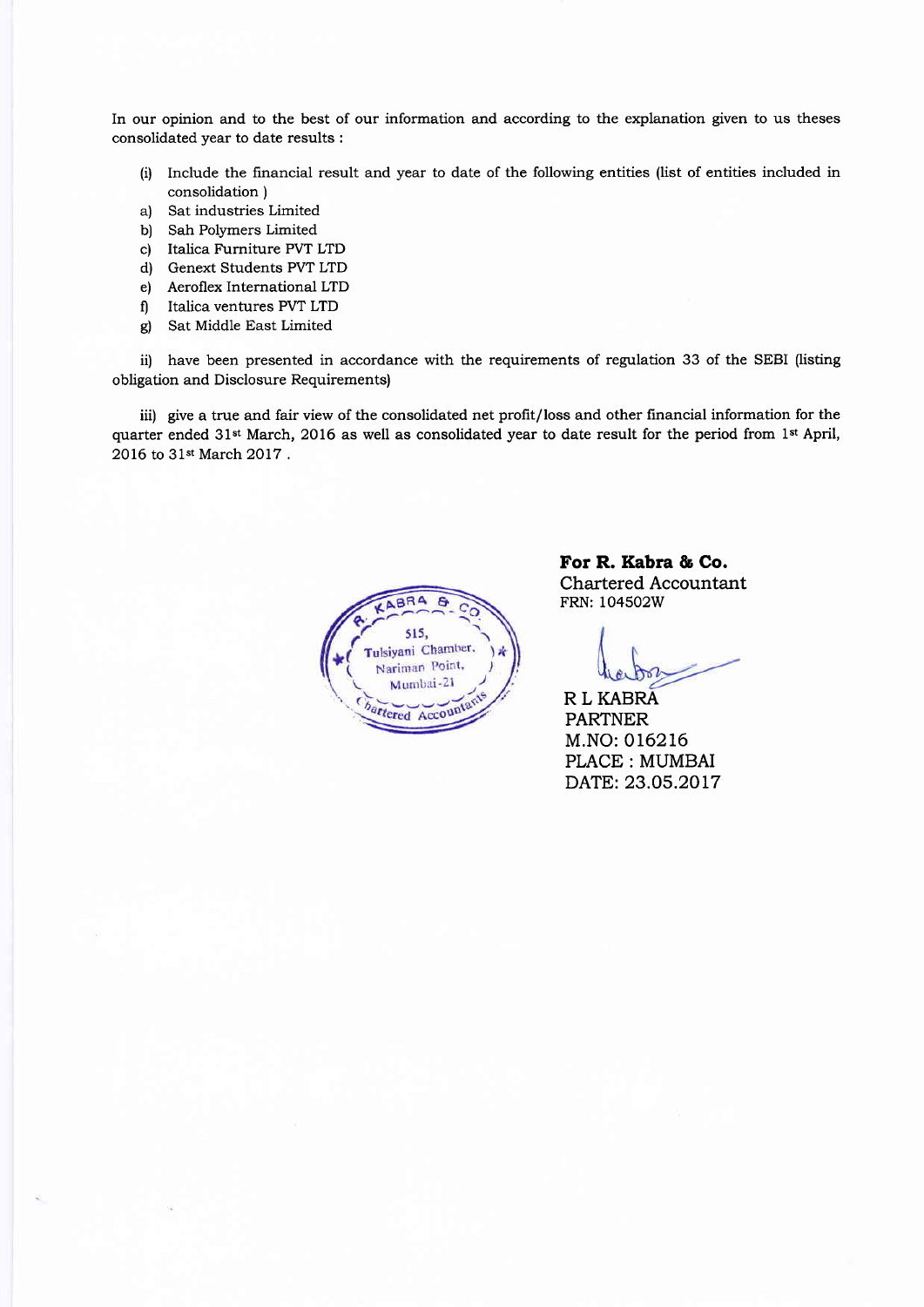In our opinion and to the best of our information and according to the explanation given to us theses consolidated year to date results :

(i) Include the financial result and year to date of the following entities (list of entities included in consolidation )

a) Sat industries Limited
b) Sah Polymers Limited
c) Italica Furniture PVT LTD
d) Genext Students PVT LTD
e) Aeroflex International LTD
f) Italica ventures PVT LTD
g) Sat Middle East Limited

ii) have been presented in accordance with the requirements of regulation 33 of the SEBI (listing obligation and Disclosure Requirements)

iii) give a true and fair view of the consolidated net profit/loss and other financial information for the quarter ended 31st March, 2016 as well as consolidated year to date result for the period from 1st April, 2016 to 31st March 2017 .

R. KABRA & CO.
515,
Tulsiyani Chamber,
Nariman Point,
Mumbai-21
Chartered Accountants

**For R. Kabra & Co.**
Chartered Accountant
FRN: 104502W

R L KABRA
PARTNER
M.NO: 016216
PLACE : MUMBAI
DATE: 23.05.2017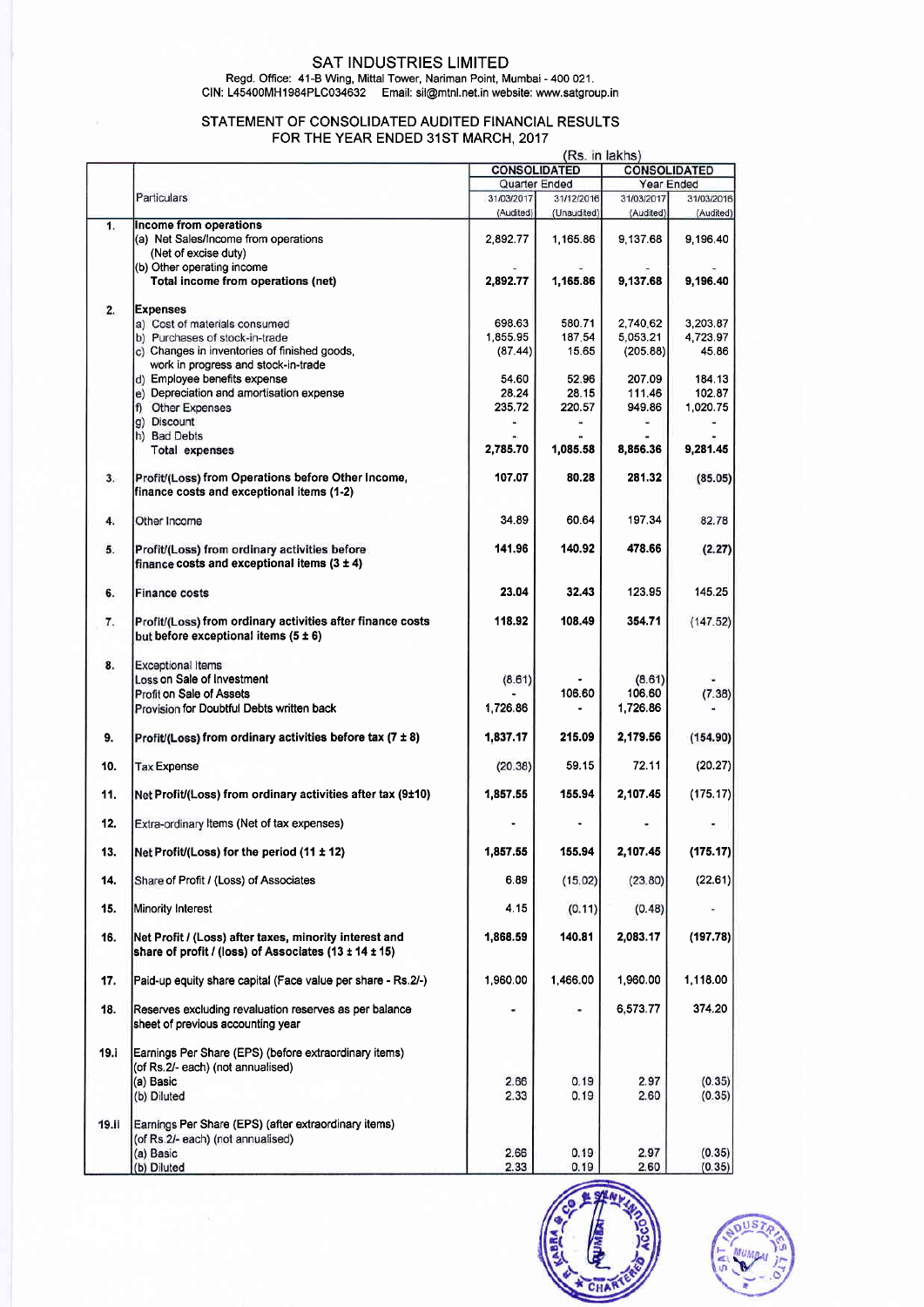# SAT INDUSTRIES LIMITED

Regd. Office: 41-B Wing, Mittal Tower, Nariman Point, Mumbai - 400 021.
CIN: L45400MH1984PLC034632 Email: sil@mtnl.net.in website: www.satgroup.in

## STATEMENT OF CONSOLIDATED AUDITED FINANCIAL RESULTS FOR THE YEAR ENDED 31ST MARCH, 2017

(Rs. in lakhs)

| | Particulars | CONSOLIDATED | | CONSOLIDATED | |
|---|---|---|---|---|---|
| | | Quarter Ended | | Year Ended | |
| | | 31/03/2017 (Audited) | 31/12/2016 (Unaudited) | 31/03/2017 (Audited) | 31/03/2016 (Audited) |
| 1. | **Income from operations** | | | | |
| | (a) Net Sales/Income from operations (Net of excise duty) | 2,892.77 | 1,165.86 | 9,137.68 | 9,196.40 |
| | (b) Other operating income | - | - | - | - |
| | **Total income from operations (net)** | **2,892.77** | **1,165.86** | **9,137.68** | **9,196.40** |
| 2. | **Expenses** | | | | |
| | a) Cost of materials consumed | 698.63 | 580.71 | 2,740.62 | 3,203.87 |
| | b) Purchases of stock-in-trade | 1,855.95 | 187.54 | 5,053.21 | 4,723.97 |
| | c) Changes in inventories of finished goods, work in progress and stock-in-trade | (87.44) | 15.65 | (205.88) | 45.86 |
| | d) Employee benefits expense | 54.60 | 52.96 | 207.09 | 184.13 |
| | e) Depreciation and amortisation expense | 28.24 | 28.15 | 111.46 | 102.87 |
| | f) Other Expenses | 235.72 | 220.57 | 949.86 | 1,020.75 |
| | g) Discount | - | - | - | - |
| | h) Bad Debts | - | - | - | - |
| | **Total expenses** | **2,785.70** | **1,085.58** | **8,856.36** | **9,281.45** |
| 3. | **Profit/(Loss) from Operations before Other Income, finance costs and exceptional items (1-2)** | **107.07** | **80.28** | **281.32** | **(85.05)** |
| 4. | Other Income | 34.89 | 60.64 | 197.34 | 82.78 |
| 5. | **Profit/(Loss) from ordinary activities before finance costs and exceptional items (3 ± 4)** | **141.96** | **140.92** | **478.66** | **(2.27)** |
| 6. | **Finance costs** | 23.04 | 32.43 | 123.95 | 145.25 |
| 7. | **Profit/(Loss) from ordinary activities after finance costs but before exceptional items (5 ± 6)** | **118.92** | **108.49** | **354.71** | (147.52) |
| 8. | Exceptional Items | | | | |
| | Loss on Sale of Investment | (8.61) | - | (8.61) | - |
| | Profit on Sale of Assets | - | 106.60 | 106.60 | (7.38) |
| | Provision for Doubtful Debts written back | 1,726.86 | - | 1,726.86 | - |
| 9. | **Profit/(Loss) from ordinary activities before tax (7 ± 8)** | **1,837.17** | **215.09** | **2,179.56** | **(154.90)** |
| 10. | Tax Expense | (20.38) | 59.15 | 72.11 | (20.27) |
| 11. | **Net Profit/(Loss) from ordinary activities after tax (9±10)** | **1,857.55** | **155.94** | **2,107.45** | (175.17) |
| 12. | Extra-ordinary Items (Net of tax expenses) | - | - | - | - |
| 13. | **Net Profit/(Loss) for the period (11 ± 12)** | **1,857.55** | **155.94** | **2,107.45** | **(175.17)** |
| 14. | Share of Profit / (Loss) of Associates | 6.89 | (15.02) | (23.80) | (22.61) |
| 15. | Minority Interest | 4.15 | (0.11) | (0.48) | - |
| 16. | **Net Profit / (Loss) after taxes, minority interest and share of profit / (loss) of Associates (13 ± 14 ± 15)** | **1,868.59** | **140.81** | **2,083.17** | **(197.78)** |
| 17. | Paid-up equity share capital (Face value per share - Rs.2/-) | 1,960.00 | 1,466.00 | 1,960.00 | 1,118.00 |
| 18. | Reserves excluding revaluation reserves as per balance sheet of previous accounting year | - | - | 6,573.77 | 374.20 |
| 19.i | Earnings Per Share (EPS) (before extraordinary items) (of Rs.2/- each) (not annualised) | | | | |
| | (a) Basic | 2.66 | 0.19 | 2.97 | (0.35) |
| | (b) Diluted | 2.33 | 0.19 | 2.60 | (0.35) |
| 19.ii | Earnings Per Share (EPS) (after extraordinary items) (of Rs.2/- each) (not annualised) | | | | |
| | (a) Basic | 2.66 | 0.19 | 2.97 | (0.35) |
| | (b) Diluted | 2.33 | 0.19 | 2.60 | (0.35) |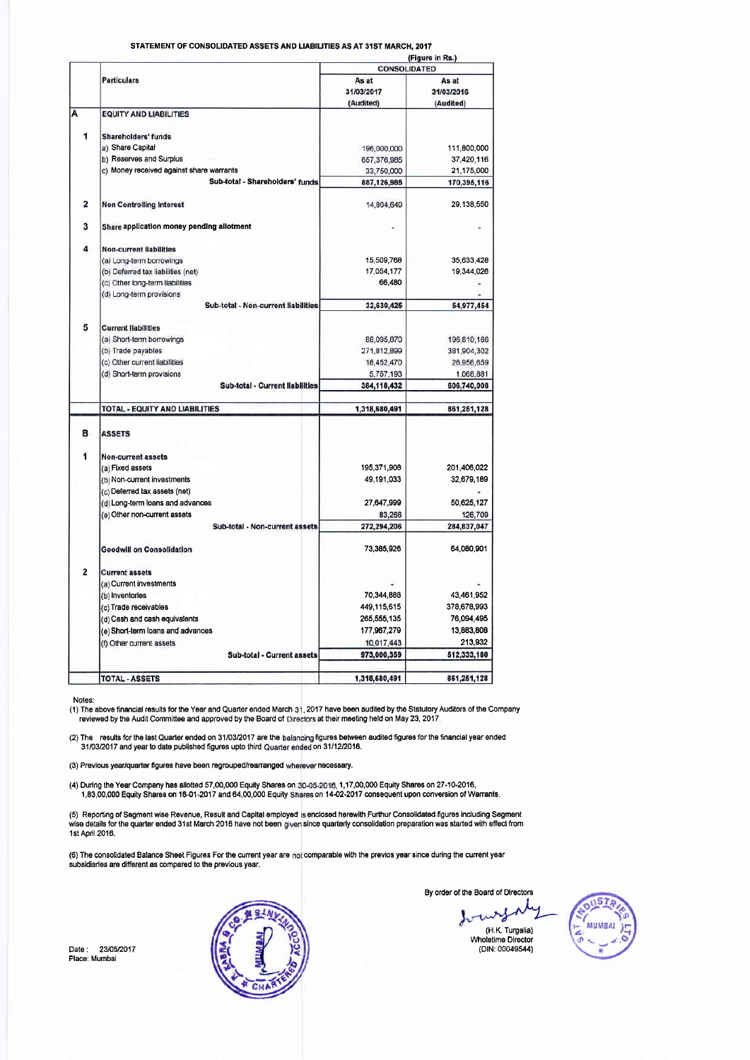## STATEMENT OF CONSOLIDATED ASSETS AND LIABILITIES AS AT 31ST MARCH, 2017

(Figure in Rs.)

| | Particulars | CONSOLIDATED | |
|---|---|---|---|
| | | As at 31/03/2017 (Audited) | As at 31/03/2016 (Audited) |
| **A** | **EQUITY AND LIABILITIES** | | |
| **1** | **Shareholders' funds** | | |
| | a) Share Capital | 196,000,000 | 111,800,000 |
| | b) Reserves and Surplus | 657,376,985 | 37,420,116 |
| | c) Money received against share warrants | 33,750,000 | 21,175,000 |
| | **Sub-total - Shareholders' funds** | **887,126,985** | **170,395,116** |
| **2** | **Non Controlling Interest** | 14,804,649 | 29,138,550 |
| **3** | **Share application money pending allotment** | - | - |
| **4** | **Non-current liabilities** | | |
| | (a) Long-term borrowings | 15,509,768 | 35,633,428 |
| | (b) Deferred tax liabilities (net) | 17,054,177 | 19,344,026 |
| | (c) Other long-term liabilities | 66,480 | - |
| | (d) Long-term provisions | | - |
| | **Sub-total - Non-current liabilities** | **32,630,425** | **54,977,454** |
| **5** | **Current liabilities** | | |
| | (a) Short-term borrowings | 88,095,870 | 196,810,166 |
| | (b) Trade payables | 271,812,899 | 381,904,302 |
| | (c) Other current liabilities | 18,452,470 | 26,956,659 |
| | (d) Short-term provisions | 5,757,193 | 1,068,881 |
| | **Sub-total - Current liabilities** | **384,118,432** | **606,740,008** |
| | **TOTAL - EQUITY AND LIABILITIES** | **1,318,680,491** | **861,251,128** |
| **B** | **ASSETS** | | |
| **1** | **Non-current assets** | | |
| | (a) Fixed assets | 195,371,908 | 201,406,022 |
| | (b) Non-current investments | 49,191,033 | 32,679,189 |
| | (c) Deferred tax assets (net) | | - |
| | (d) Long-term loans and advances | 27,647,999 | 50,625,127 |
| | (e) Other non-current assets | 83,266 | 126,709 |
| | **Sub-total - Non-current assets** | **272,294,206** | **284,837,047** |
| | **Goodwill on Consolidation** | 73,385,926 | 64,080,901 |
| **2** | **Current assets** | | |
| | (a) Current investments | - | - |
| | (b) Inventories | 70,344,888 | 43,461,952 |
| | (c) Trade receivables | 449,115,615 | 378,678,993 |
| | (d) Cash and cash equivalents | 265,555,135 | 76,094,495 |
| | (e) Short-term loans and advances | 177,967,279 | 13,883,808 |
| | (f) Other current assets | 10,017,443 | 213,932 |
| | **Sub-total - Current assets** | **973,000,359** | **512,333,180** |
| | **TOTAL - ASSETS** | **1,318,680,491** | **861,251,128** |

Notes:

(1) The above financial results for the Year and Quarter ended March 31, 2017 have been audited by the Statutory Auditors of the Company reviewed by the Audit Committee and approved by the Board of Directors at their meeting held on May 23, 2017.

(2) The results for the last Quarter ended on 31/03/2017 are the balancing figures between audited figures for the financial year ended 31/03/2017 and year to date published figures upto third Quarter ended on 31/12/2016.

(3) Previous year/quarter figures have been regrouped/rearranged wherever necessary.

(4) During the Year Company has allotted 57,00,000 Equity Shares on 30-05-2016, 1,17,00,000 Equity Shares on 27-10-2016, 1,83,00,000 Equity Shares on 16-01-2017 and 64,00,000 Equity Shares on 14-02-2017 consequent upon conversion of Warrants.

(5) Reporting of Segment wise Revenue, Result and Capital employed is enclosed herewith.Furthur Consolidated figures including Segment wise details for the quarter ended 31st March 2016 have not been given since quarterly consolidation preparation was started with effect from 1st April 2016.

(6) The consolidated Balance Sheet Figures For the current year are not comparable with the previos year since during the current year subsidiaries are different as compared to the previous year.

By order of the Board of Directors

(H.K. Turgalia)
Wholetime Director
(DIN: 00049544)

Date : 23/05/2017
Place: Mumbai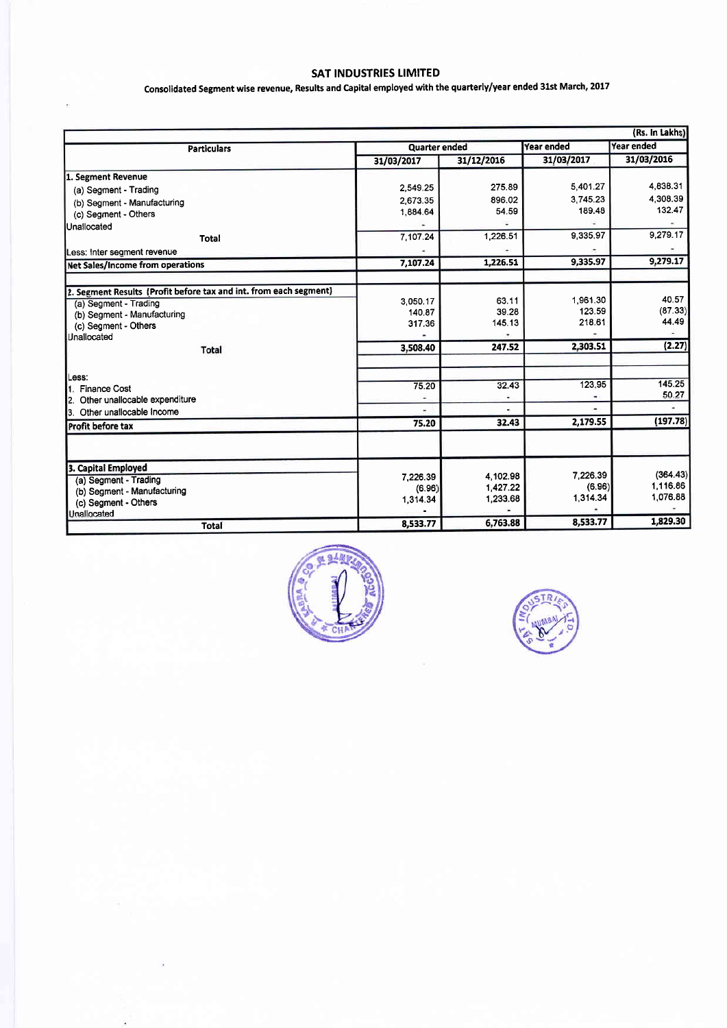# SAT INDUSTRIES LIMITED

**Consolidated Segment wise revenue, Results and Capital employed with the quarterly/year ended 31st March, 2017**

(Rs. In Lakhs)

| Particulars | Quarter ended | | Year ended | Year ended |
|---|---|---|---|---|
| | 31/03/2017 | 31/12/2016 | 31/03/2017 | 31/03/2016 |
| **1. Segment Revenue** | | | | |
| (a) Segment - Trading | 2,549.25 | 275.89 | 5,401.27 | 4,838.31 |
| (b) Segment - Manufacturing | 2,673.35 | 896.02 | 3,745.23 | 4,308.39 |
| (c) Segment - Others | 1,884.64 | 54.59 | 189.48 | 132.47 |
| Unallocated | - | - | - | - |
| Total | 7,107.24 | 1,226.51 | 9,335.97 | 9,279.17 |
| Less: Inter segment revenue | - | - | - | - |
| **Net Sales/Income from operations** | 7,107.24 | 1,226.51 | 9,335.97 | 9,279.17 |
| **2. Segment Results (Profit before tax and int. from each segment)** | | | | |
| (a) Segment - Trading | 3,050.17 | 63.11 | 1,961.30 | 40.57 |
| (b) Segment - Manufacturing | 140.87 | 39.28 | 123.59 | (87.33) |
| (c) Segment - Others | 317.36 | 145.13 | 218.61 | 44.49 |
| Unallocated | - | - | - | - |
| Total | 3,508.40 | 247.52 | 2,303.51 | (2.27) |
| Less: | | | | |
| 1. Finance Cost | 75.20 | 32.43 | 123.95 | 145.25 |
| 2. Other unallocable expenditure | - | - | - | 50.27 |
| 3. Other unallocable Income | - | - | - | - |
| **Profit before tax** | 75.20 | 32.43 | 2,179.55 | (197.78) |
| **3. Capital Employed** | | | | |
| (a) Segment - Trading | 7,226.39 | 4,102.98 | 7,226.39 | (364.43) |
| (b) Segment - Manufacturing | (6.96) | 1,427.22 | (6.96) | 1,116.86 |
| (c) Segment - Others | 1,314.34 | 1,233.68 | 1,314.34 | 1,076.88 |
| Unallocated | - | - | - | - |
| Total | 8,533.77 | 6,763.88 | 8,533.77 | 1,829.30 |